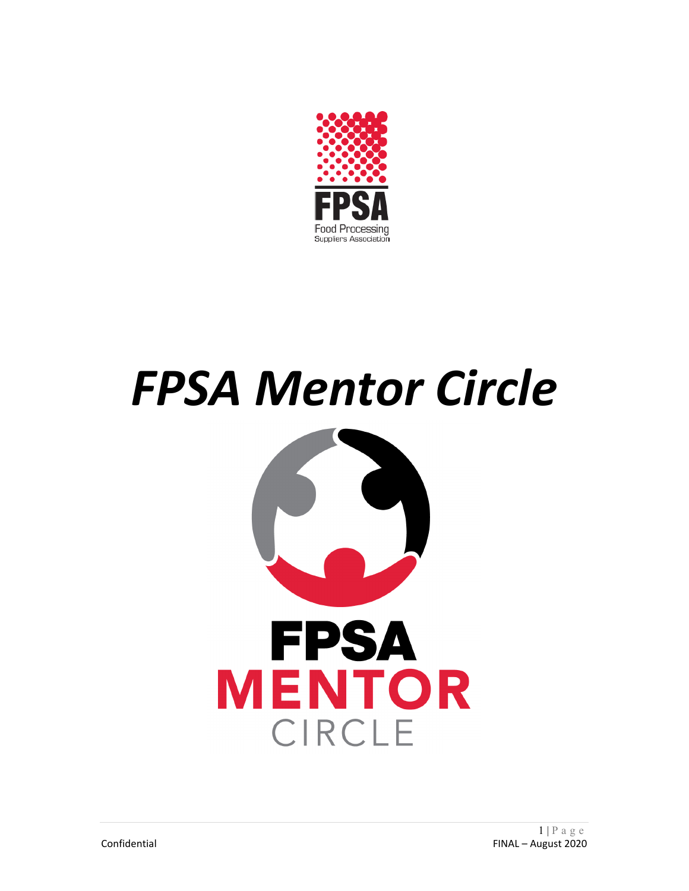# *FPSA Mentor Circle*

Confidential

FINAL – August 2020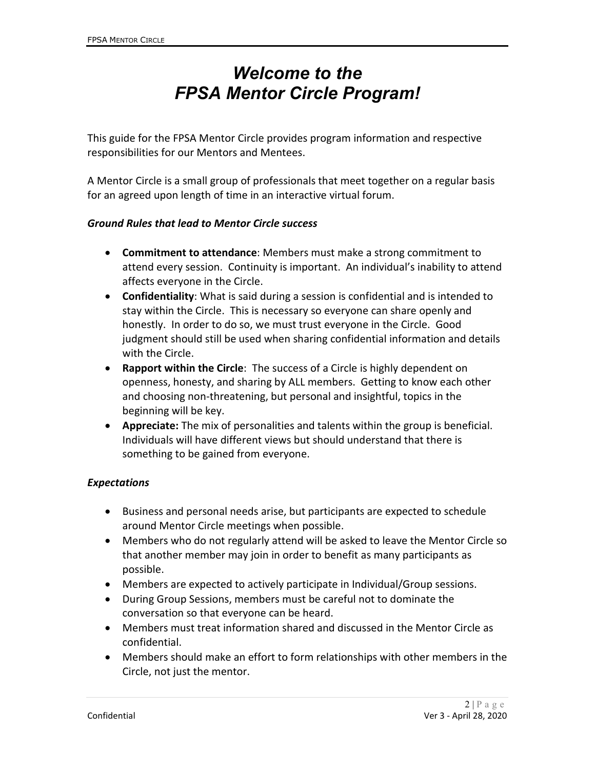# *Welcome to the FPSA Mentor Circle Program!*

This guide for the FPSA Mentor Circle provides program information and respective responsibilities for our Mentors and Mentees.

A Mentor Circle is a small group of professionals that meet together on a regular basis for an agreed upon length of time in an interactive virtual forum.

### *Ground Rules that lead to Mentor Circle success*

- **Commitment to attendance**: Members must make a strong commitment to attend every session. Continuity is important. An individual's inability to attend affects everyone in the Circle.
- **Confidentiality**: What is said during a session is confidential and is intended to stay within the Circle. This is necessary so everyone can share openly and honestly. In order to do so, we must trust everyone in the Circle. Good judgment should still be used when sharing confidential information and details with the Circle.
- **Rapport within the Circle**: The success of a Circle is highly dependent on openness, honesty, and sharing by ALL members. Getting to know each other and choosing non-threatening, but personal and insightful, topics in the beginning will be key.
- **Appreciate:** The mix of personalities and talents within the group is beneficial. Individuals will have different views but should understand that there is something to be gained from everyone.

### *Expectations*

- Business and personal needs arise, but participants are expected to schedule around Mentor Circle meetings when possible.
- Members who do not regularly attend will be asked to leave the Mentor Circle so that another member may join in order to benefit as many participants as possible.
- Members are expected to actively participate in Individual/Group sessions.
- During Group Sessions, members must be careful not to dominate the conversation so that everyone can be heard.
- Members must treat information shared and discussed in the Mentor Circle as confidential.
- Members should make an effort to form relationships with other members in the Circle, not just the mentor.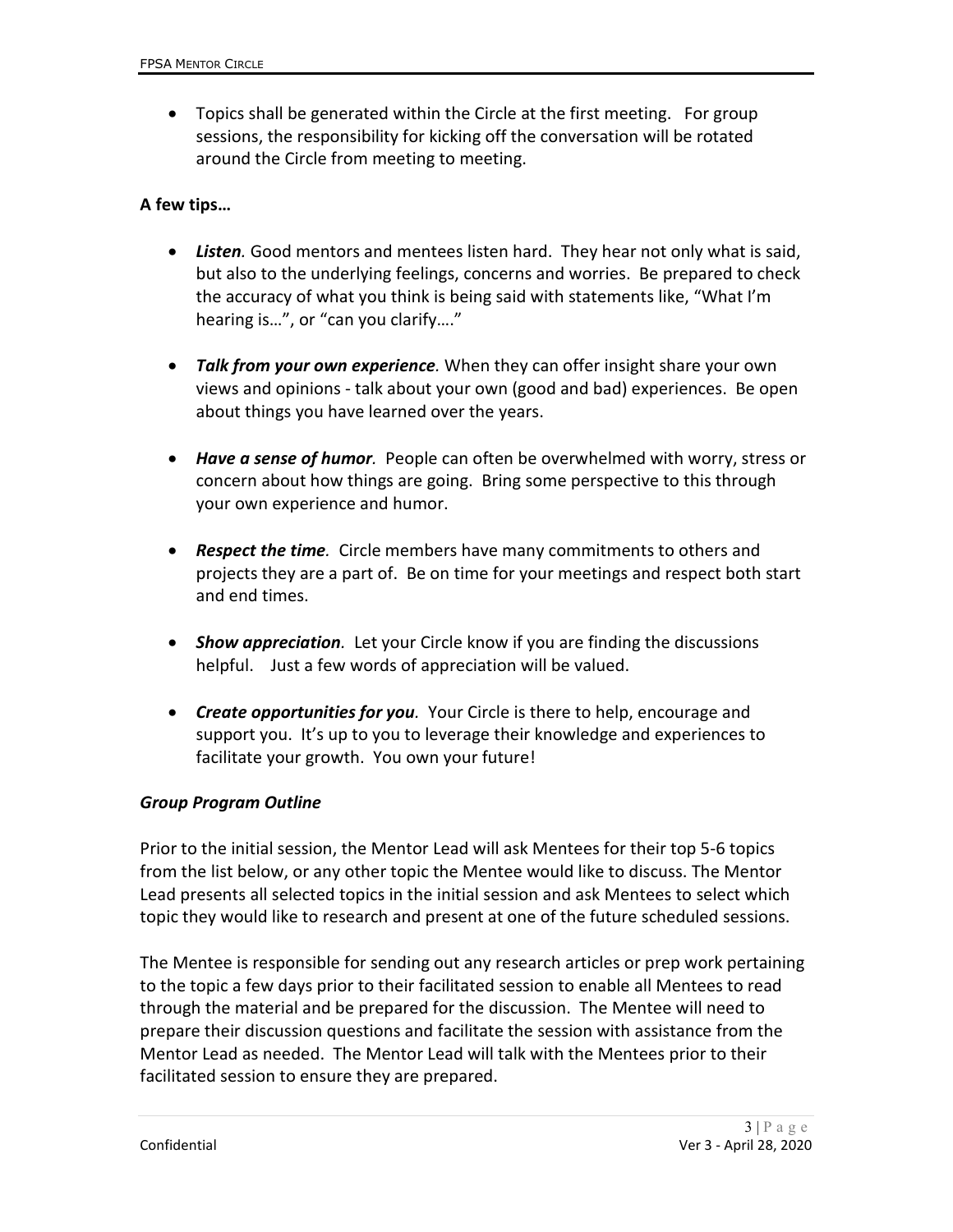- Topics shall be generated within the Circle at the first meeting. For group sessions, the responsibility for kicking off the conversation will be rotated around the Circle from meeting to meeting.

**A few tips…**

- ***Listen.*** Good mentors and mentees listen hard. They hear not only what is said, but also to the underlying feelings, concerns and worries. Be prepared to check the accuracy of what you think is being said with statements like, "What I'm hearing is…", or "can you clarify…."

- ***Talk from your own experience.*** When they can offer insight share your own views and opinions - talk about your own (good and bad) experiences. Be open about things you have learned over the years.

- ***Have a sense of humor.*** People can often be overwhelmed with worry, stress or concern about how things are going. Bring some perspective to this through your own experience and humor.

- ***Respect the time.*** Circle members have many commitments to others and projects they are a part of. Be on time for your meetings and respect both start and end times.

- ***Show appreciation.*** Let your Circle know if you are finding the discussions helpful. Just a few words of appreciation will be valued.

- ***Create opportunities for you.*** Your Circle is there to help, encourage and support you. It's up to you to leverage their knowledge and experiences to facilitate your growth. You own your future!

***Group Program Outline***

Prior to the initial session, the Mentor Lead will ask Mentees for their top 5-6 topics from the list below, or any other topic the Mentee would like to discuss. The Mentor Lead presents all selected topics in the initial session and ask Mentees to select which topic they would like to research and present at one of the future scheduled sessions.

The Mentee is responsible for sending out any research articles or prep work pertaining to the topic a few days prior to their facilitated session to enable all Mentees to read through the material and be prepared for the discussion. The Mentee will need to prepare their discussion questions and facilitate the session with assistance from the Mentor Lead as needed. The Mentor Lead will talk with the Mentees prior to their facilitated session to ensure they are prepared.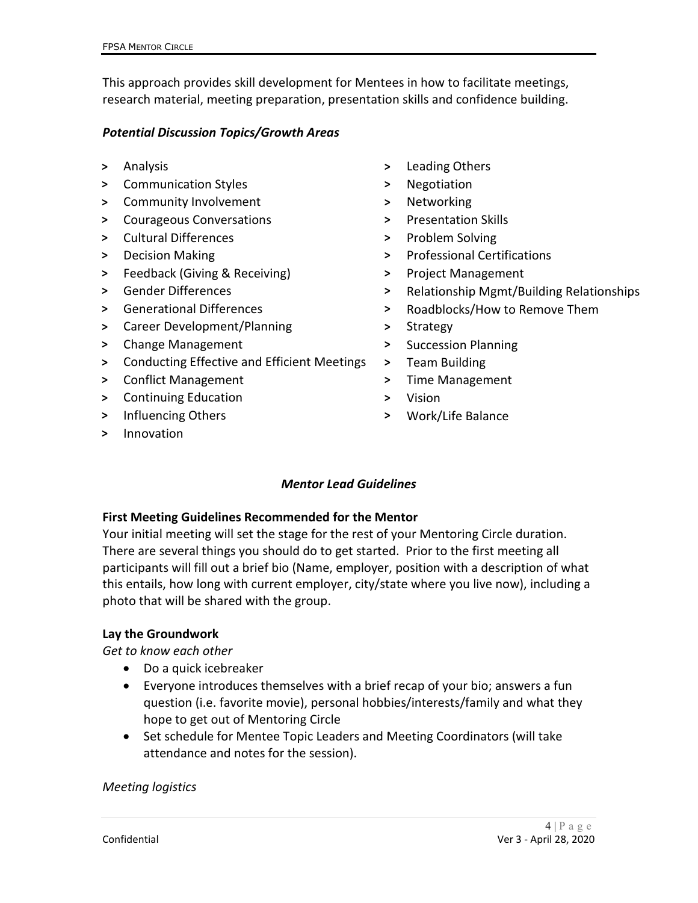This approach provides skill development for Mentees in how to facilitate meetings, research material, meeting preparation, presentation skills and confidence building.

***Potential Discussion Topics/Growth Areas***

- Analysis
- Communication Styles
- Community Involvement
- Courageous Conversations
- Cultural Differences
- Decision Making
- Feedback (Giving & Receiving)
- Gender Differences
- Generational Differences
- Career Development/Planning
- Change Management
- Conducting Effective and Efficient Meetings
- Conflict Management
- Continuing Education
- Influencing Others
- Innovation
- Leading Others
- Negotiation
- Networking
- Presentation Skills
- Problem Solving
- Professional Certifications
- Project Management
- Relationship Mgmt/Building Relationships
- Roadblocks/How to Remove Them
- Strategy
- Succession Planning
- Team Building
- Time Management
- Vision
- Work/Life Balance

## *Mentor Lead Guidelines*

**First Meeting Guidelines Recommended for the Mentor**

Your initial meeting will set the stage for the rest of your Mentoring Circle duration. There are several things you should do to get started. Prior to the first meeting all participants will fill out a brief bio (Name, employer, position with a description of what this entails, how long with current employer, city/state where you live now), including a photo that will be shared with the group.

**Lay the Groundwork**

*Get to know each other*

- Do a quick icebreaker
- Everyone introduces themselves with a brief recap of your bio; answers a fun question (i.e. favorite movie), personal hobbies/interests/family and what they hope to get out of Mentoring Circle
- Set schedule for Mentee Topic Leaders and Meeting Coordinators (will take attendance and notes for the session).

*Meeting logistics*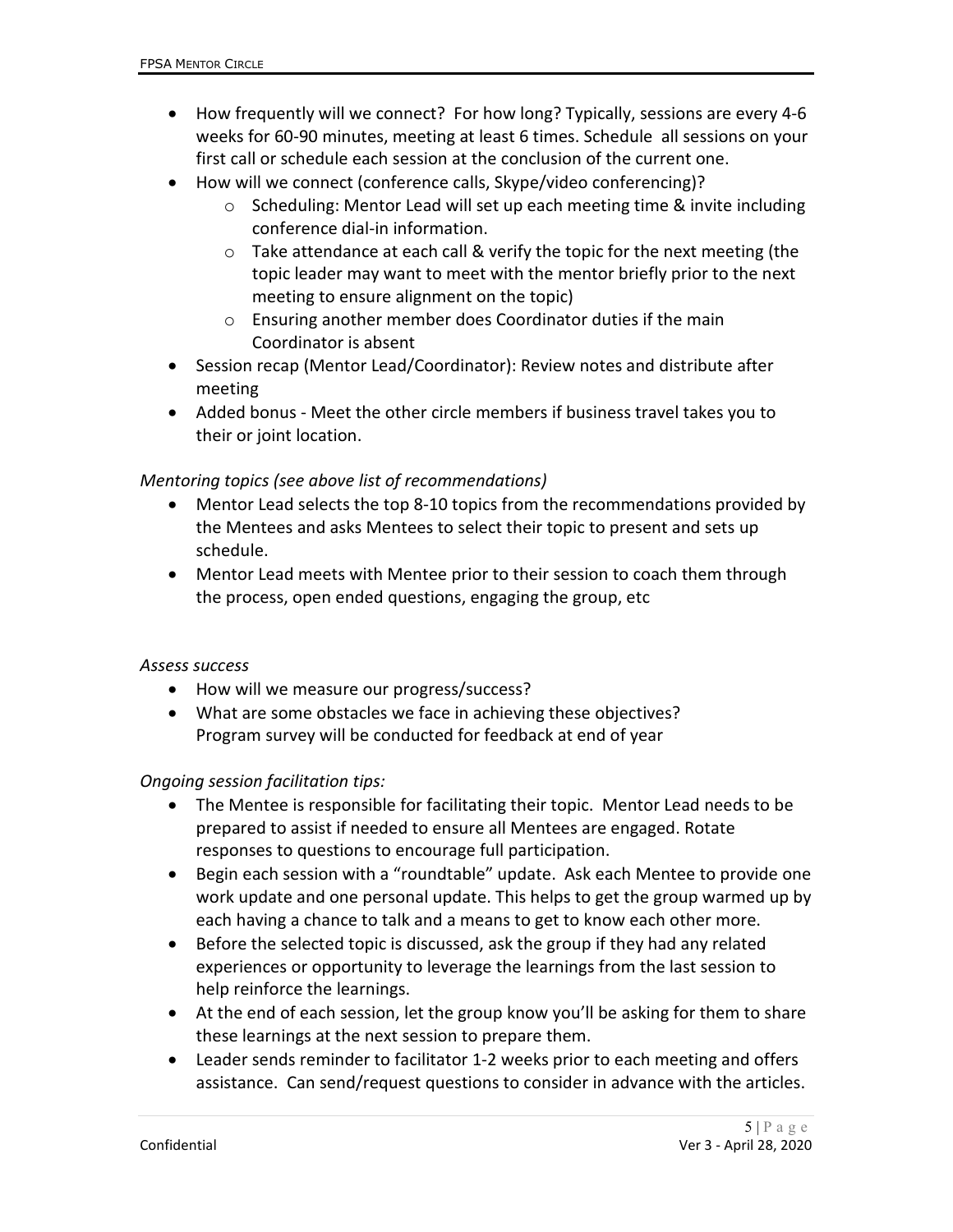- How frequently will we connect? For how long? Typically, sessions are every 4-6 weeks for 60-90 minutes, meeting at least 6 times. Schedule all sessions on your first call or schedule each session at the conclusion of the current one.
- How will we connect (conference calls, Skype/video conferencing)?
  - Scheduling: Mentor Lead will set up each meeting time & invite including conference dial-in information.
  - Take attendance at each call & verify the topic for the next meeting (the topic leader may want to meet with the mentor briefly prior to the next meeting to ensure alignment on the topic)
  - Ensuring another member does Coordinator duties if the main Coordinator is absent
- Session recap (Mentor Lead/Coordinator): Review notes and distribute after meeting
- Added bonus - Meet the other circle members if business travel takes you to their or joint location.

*Mentoring topics (see above list of recommendations)*

- Mentor Lead selects the top 8-10 topics from the recommendations provided by the Mentees and asks Mentees to select their topic to present and sets up schedule.
- Mentor Lead meets with Mentee prior to their session to coach them through the process, open ended questions, engaging the group, etc

*Assess success*

- How will we measure our progress/success?
- What are some obstacles we face in achieving these objectives?
  Program survey will be conducted for feedback at end of year

*Ongoing session facilitation tips:*

- The Mentee is responsible for facilitating their topic. Mentor Lead needs to be prepared to assist if needed to ensure all Mentees are engaged. Rotate responses to questions to encourage full participation.
- Begin each session with a "roundtable" update. Ask each Mentee to provide one work update and one personal update. This helps to get the group warmed up by each having a chance to talk and a means to get to know each other more.
- Before the selected topic is discussed, ask the group if they had any related experiences or opportunity to leverage the learnings from the last session to help reinforce the learnings.
- At the end of each session, let the group know you'll be asking for them to share these learnings at the next session to prepare them.
- Leader sends reminder to facilitator 1-2 weeks prior to each meeting and offers assistance. Can send/request questions to consider in advance with the articles.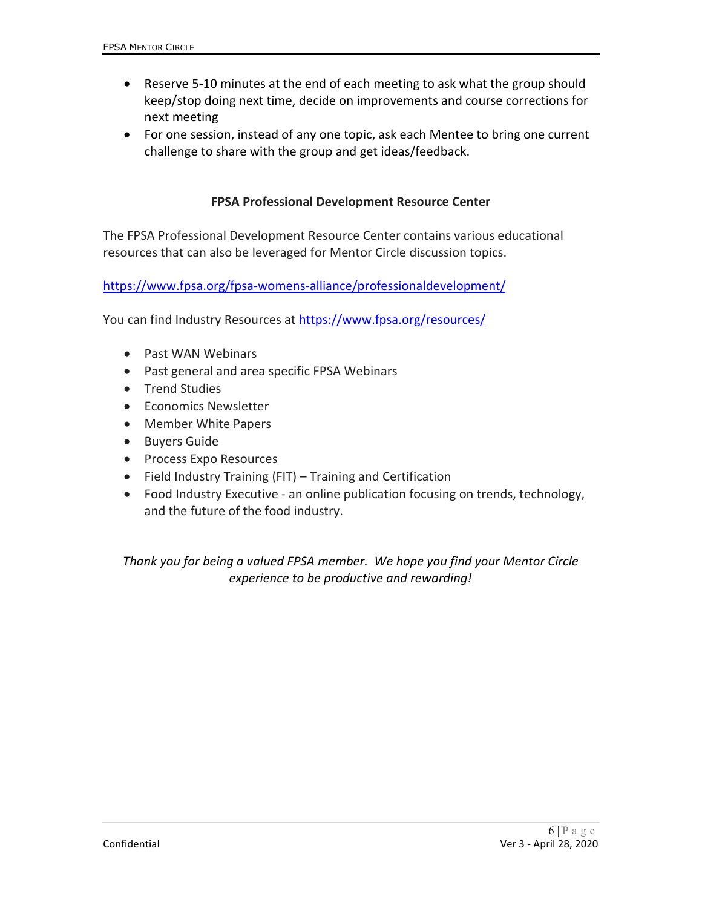- Reserve 5-10 minutes at the end of each meeting to ask what the group should keep/stop doing next time, decide on improvements and course corrections for next meeting
- For one session, instead of any one topic, ask each Mentee to bring one current challenge to share with the group and get ideas/feedback.

## FPSA Professional Development Resource Center

The FPSA Professional Development Resource Center contains various educational resources that can also be leveraged for Mentor Circle discussion topics.

https://www.fpsa.org/fpsa-womens-alliance/professionaldevelopment/

You can find Industry Resources at https://www.fpsa.org/resources/

- Past WAN Webinars
- Past general and area specific FPSA Webinars
- Trend Studies
- Economics Newsletter
- Member White Papers
- Buyers Guide
- Process Expo Resources
- Field Industry Training (FIT) – Training and Certification
- Food Industry Executive - an online publication focusing on trends, technology, and the future of the food industry.

*Thank you for being a valued FPSA member. We hope you find your Mentor Circle experience to be productive and rewarding!*